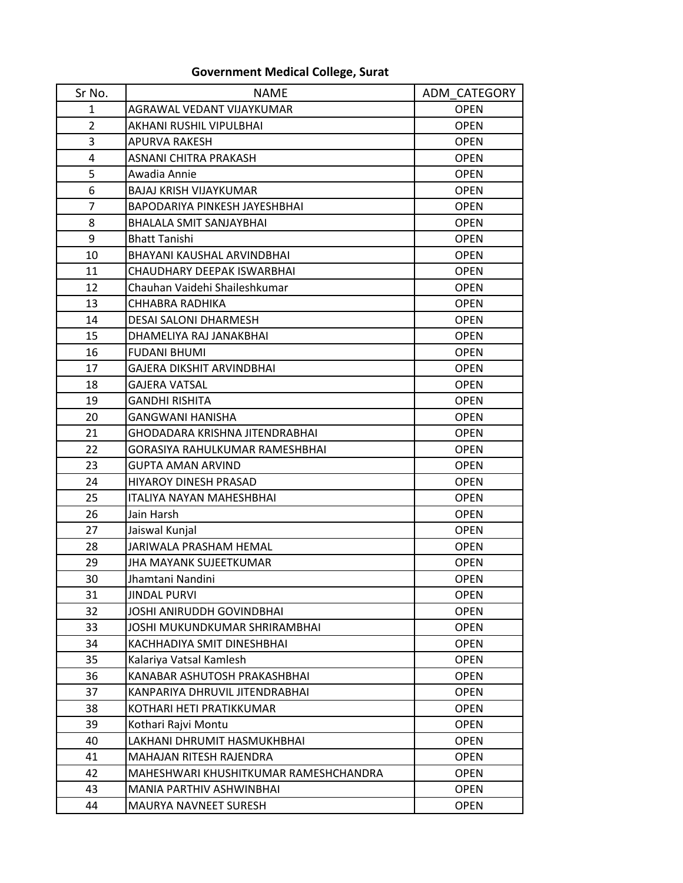# Government Medical College, Surat

| Sr No. | NAME | ADM_CATEGORY |
| --- | --- | --- |
| 1 | AGRAWAL VEDANT VIJAYKUMAR | OPEN |
| 2 | AKHANI RUSHIL VIPULBHAI | OPEN |
| 3 | APURVA RAKESH | OPEN |
| 4 | ASNANI CHITRA PRAKASH | OPEN |
| 5 | Awadia Annie | OPEN |
| 6 | BAJAJ KRISH VIJAYKUMAR | OPEN |
| 7 | BAPODARIYA PINKESH JAYESHBHAI | OPEN |
| 8 | BHALALA SMIT SANJAYBHAI | OPEN |
| 9 | Bhatt Tanishi | OPEN |
| 10 | BHAYANI KAUSHAL ARVINDBHAI | OPEN |
| 11 | CHAUDHARY DEEPAK ISWARBHAI | OPEN |
| 12 | Chauhan Vaidehi Shaileshkumar | OPEN |
| 13 | CHHABRA RADHIKA | OPEN |
| 14 | DESAI SALONI DHARMESH | OPEN |
| 15 | DHAMELIYA RAJ JANAKBHAI | OPEN |
| 16 | FUDANI BHUMI | OPEN |
| 17 | GAJERA DIKSHIT ARVINDBHAI | OPEN |
| 18 | GAJERA VATSAL | OPEN |
| 19 | GANDHI RISHITA | OPEN |
| 20 | GANGWANI HANISHA | OPEN |
| 21 | GHODADARA KRISHNA JITENDRABHAI | OPEN |
| 22 | GORASIYA RAHULKUMAR RAMESHBHAI | OPEN |
| 23 | GUPTA AMAN ARVIND | OPEN |
| 24 | HIYAROY DINESH PRASAD | OPEN |
| 25 | ITALIYA NAYAN MAHESHBHAI | OPEN |
| 26 | Jain Harsh | OPEN |
| 27 | Jaiswal Kunjal | OPEN |
| 28 | JARIWALA PRASHAM HEMAL | OPEN |
| 29 | JHA MAYANK SUJEETKUMAR | OPEN |
| 30 | Jhamtani Nandini | OPEN |
| 31 | JINDAL PURVI | OPEN |
| 32 | JOSHI ANIRUDDH GOVINDBHAI | OPEN |
| 33 | JOSHI MUKUNDKUMAR SHRIRAMBHAI | OPEN |
| 34 | KACHHADIYA SMIT DINESHBHAI | OPEN |
| 35 | Kalariya Vatsal Kamlesh | OPEN |
| 36 | KANABAR ASHUTOSH PRAKASHBHAI | OPEN |
| 37 | KANPARIYA DHRUVIL JITENDRABHAI | OPEN |
| 38 | KOTHARI HETI PRATIKKUMAR | OPEN |
| 39 | Kothari Rajvi Montu | OPEN |
| 40 | LAKHANI DHRUMIT HASMUKHBHAI | OPEN |
| 41 | MAHAJAN RITESH RAJENDRA | OPEN |
| 42 | MAHESHWARI KHUSHITKUMAR RAMESHCHANDRA | OPEN |
| 43 | MANIA PARTHIV ASHWINBHAI | OPEN |
| 44 | MAURYA NAVNEET SURESH | OPEN |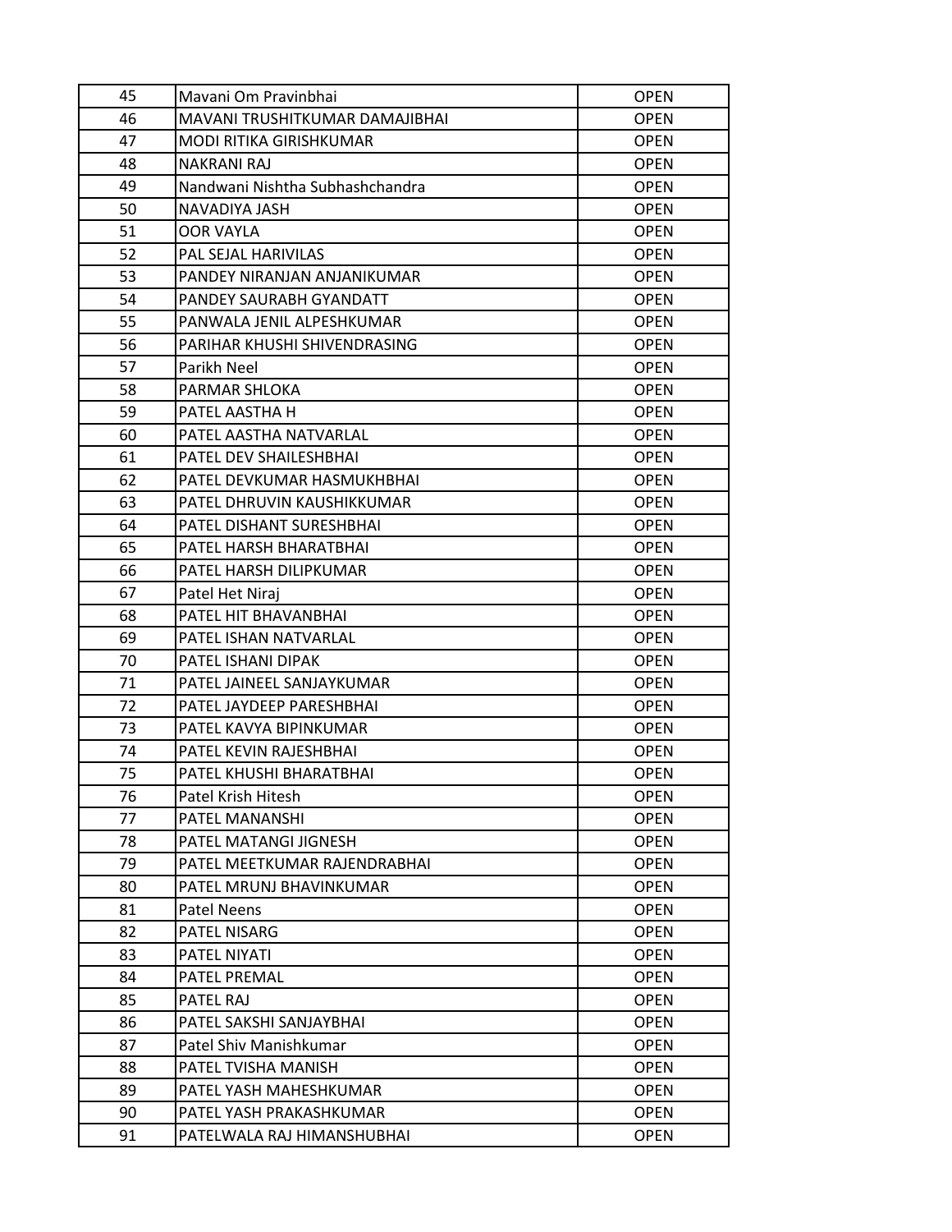| | | |
|---|---|---|
| 45 | Mavani Om Pravinbhai | OPEN |
| 46 | MAVANI TRUSHITKUMAR DAMAJIBHAI | OPEN |
| 47 | MODI RITIKA GIRISHKUMAR | OPEN |
| 48 | NAKRANI RAJ | OPEN |
| 49 | Nandwani Nishtha Subhashchandra | OPEN |
| 50 | NAVADIYA JASH | OPEN |
| 51 | OOR VAYLA | OPEN |
| 52 | PAL SEJAL HARIVILAS | OPEN |
| 53 | PANDEY NIRANJAN ANJANIKUMAR | OPEN |
| 54 | PANDEY SAURABH GYANDATT | OPEN |
| 55 | PANWALA JENIL ALPESHKUMAR | OPEN |
| 56 | PARIHAR KHUSHI SHIVENDRASING | OPEN |
| 57 | Parikh Neel | OPEN |
| 58 | PARMAR SHLOKA | OPEN |
| 59 | PATEL AASTHA H | OPEN |
| 60 | PATEL AASTHA NATVARLAL | OPEN |
| 61 | PATEL DEV SHAILESHBHAI | OPEN |
| 62 | PATEL DEVKUMAR HASMUKHBHAI | OPEN |
| 63 | PATEL DHRUVIN KAUSHIKKUMAR | OPEN |
| 64 | PATEL DISHANT SURESHBHAI | OPEN |
| 65 | PATEL HARSH BHARATBHAI | OPEN |
| 66 | PATEL HARSH DILIPKUMAR | OPEN |
| 67 | Patel Het Niraj | OPEN |
| 68 | PATEL HIT BHAVANBHAI | OPEN |
| 69 | PATEL ISHAN NATVARLAL | OPEN |
| 70 | PATEL ISHANI DIPAK | OPEN |
| 71 | PATEL JAINEEL SANJAYKUMAR | OPEN |
| 72 | PATEL JAYDEEP PARESHBHAI | OPEN |
| 73 | PATEL KAVYA BIPINKUMAR | OPEN |
| 74 | PATEL KEVIN RAJESHBHAI | OPEN |
| 75 | PATEL KHUSHI BHARATBHAI | OPEN |
| 76 | Patel Krish Hitesh | OPEN |
| 77 | PATEL MANANSHI | OPEN |
| 78 | PATEL MATANGI JIGNESH | OPEN |
| 79 | PATEL MEETKUMAR RAJENDRABHAI | OPEN |
| 80 | PATEL MRUNJ BHAVINKUMAR | OPEN |
| 81 | Patel Neens | OPEN |
| 82 | PATEL NISARG | OPEN |
| 83 | PATEL NIYATI | OPEN |
| 84 | PATEL PREMAL | OPEN |
| 85 | PATEL RAJ | OPEN |
| 86 | PATEL SAKSHI SANJAYBHAI | OPEN |
| 87 | Patel Shiv Manishkumar | OPEN |
| 88 | PATEL TVISHA MANISH | OPEN |
| 89 | PATEL YASH MAHESHKUMAR | OPEN |
| 90 | PATEL YASH PRAKASHKUMAR | OPEN |
| 91 | PATELWALA RAJ HIMANSHUBHAI | OPEN |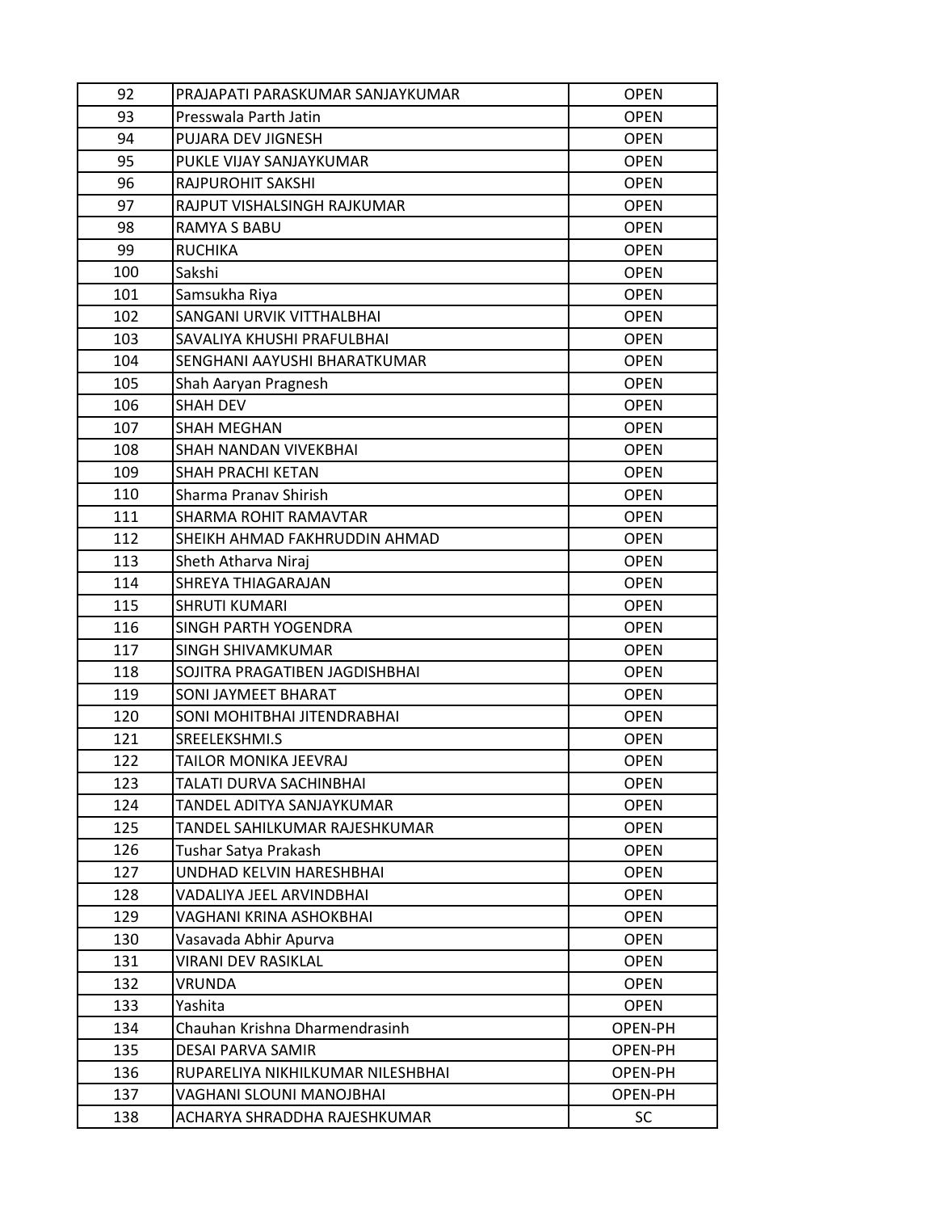| 92 | PRAJAPATI PARASKUMAR SANJAYKUMAR | OPEN |
|---|---|---|
| 93 | Presswala Parth Jatin | OPEN |
| 94 | PUJARA DEV JIGNESH | OPEN |
| 95 | PUKLE VIJAY SANJAYKUMAR | OPEN |
| 96 | RAJPUROHIT SAKSHI | OPEN |
| 97 | RAJPUT VISHALSINGH RAJKUMAR | OPEN |
| 98 | RAMYA S BABU | OPEN |
| 99 | RUCHIKA | OPEN |
| 100 | Sakshi | OPEN |
| 101 | Samsukha Riya | OPEN |
| 102 | SANGANI URVIK VITTHALBHAI | OPEN |
| 103 | SAVALIYA KHUSHI PRAFULBHAI | OPEN |
| 104 | SENGHANI AAYUSHI BHARATKUMAR | OPEN |
| 105 | Shah Aaryan Pragnesh | OPEN |
| 106 | SHAH DEV | OPEN |
| 107 | SHAH MEGHAN | OPEN |
| 108 | SHAH NANDAN VIVEKBHAI | OPEN |
| 109 | SHAH PRACHI KETAN | OPEN |
| 110 | Sharma Pranav Shirish | OPEN |
| 111 | SHARMA ROHIT RAMAVTAR | OPEN |
| 112 | SHEIKH AHMAD FAKHRUDDIN AHMAD | OPEN |
| 113 | Sheth Atharva Niraj | OPEN |
| 114 | SHREYA THIAGARAJAN | OPEN |
| 115 | SHRUTI KUMARI | OPEN |
| 116 | SINGH PARTH YOGENDRA | OPEN |
| 117 | SINGH SHIVAMKUMAR | OPEN |
| 118 | SOJITRA PRAGATIBEN JAGDISHBHAI | OPEN |
| 119 | SONI JAYMEET BHARAT | OPEN |
| 120 | SONI MOHITBHAI JITENDRABHAI | OPEN |
| 121 | SREELEKSHMI.S | OPEN |
| 122 | TAILOR MONIKA JEEVRAJ | OPEN |
| 123 | TALATI DURVA SACHINBHAI | OPEN |
| 124 | TANDEL ADITYA SANJAYKUMAR | OPEN |
| 125 | TANDEL SAHILKUMAR RAJESHKUMAR | OPEN |
| 126 | Tushar Satya Prakash | OPEN |
| 127 | UNDHAD KELVIN HARESHBHAI | OPEN |
| 128 | VADALIYA JEEL ARVINDBHAI | OPEN |
| 129 | VAGHANI KRINA ASHOKBHAI | OPEN |
| 130 | Vasavada Abhir Apurva | OPEN |
| 131 | VIRANI DEV RASIKLAL | OPEN |
| 132 | VRUNDA | OPEN |
| 133 | Yashita | OPEN |
| 134 | Chauhan Krishna Dharmendrasinh | OPEN-PH |
| 135 | DESAI PARVA SAMIR | OPEN-PH |
| 136 | RUPARELIYA NIKHILKUMAR NILESHBHAI | OPEN-PH |
| 137 | VAGHANI SLOUNI MANOJBHAI | OPEN-PH |
| 138 | ACHARYA SHRADDHA RAJESHKUMAR | SC |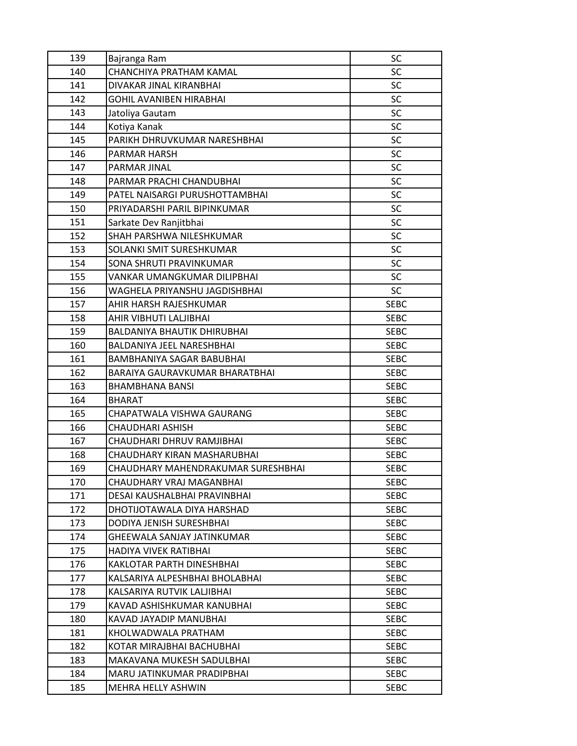| 139 | Bajranga Ram | SC |
|---|---|---|
| 140 | CHANCHIYA PRATHAM KAMAL | SC |
| 141 | DIVAKAR JINAL KIRANBHAI | SC |
| 142 | GOHIL AVANIBEN HIRABHAI | SC |
| 143 | Jatoliya Gautam | SC |
| 144 | Kotiya Kanak | SC |
| 145 | PARIKH DHRUVKUMAR NARESHBHAI | SC |
| 146 | PARMAR HARSH | SC |
| 147 | PARMAR JINAL | SC |
| 148 | PARMAR PRACHI CHANDUBHAI | SC |
| 149 | PATEL NAISARGI PURUSHOTTAMBHAI | SC |
| 150 | PRIYADARSHI PARIL BIPINKUMAR | SC |
| 151 | Sarkate Dev Ranjitbhai | SC |
| 152 | SHAH PARSHWA NILESHKUMAR | SC |
| 153 | SOLANKI SMIT SURESHKUMAR | SC |
| 154 | SONA SHRUTI PRAVINKUMAR | SC |
| 155 | VANKAR UMANGKUMAR DILIPBHAI | SC |
| 156 | WAGHELA PRIYANSHU JAGDISHBHAI | SC |
| 157 | AHIR HARSH RAJESHKUMAR | SEBC |
| 158 | AHIR VIBHUTI LALJIBHAI | SEBC |
| 159 | BALDANIYA BHAUTIK DHIRUBHAI | SEBC |
| 160 | BALDANIYA JEEL NARESHBHAI | SEBC |
| 161 | BAMBHANIYA SAGAR BABUBHAI | SEBC |
| 162 | BARAIYA GAURAVKUMAR BHARATBHAI | SEBC |
| 163 | BHAMBHANA BANSI | SEBC |
| 164 | BHARAT | SEBC |
| 165 | CHAPATWALA VISHWA GAURANG | SEBC |
| 166 | CHAUDHARI ASHISH | SEBC |
| 167 | CHAUDHARI DHRUV RAMJIBHAI | SEBC |
| 168 | CHAUDHARY KIRAN MASHARUBHAI | SEBC |
| 169 | CHAUDHARY MAHENDRAKUMAR SURESHBHAI | SEBC |
| 170 | CHAUDHARY VRAJ MAGANBHAI | SEBC |
| 171 | DESAI KAUSHALBHAI PRAVINBHAI | SEBC |
| 172 | DHOTIJOTAWALA DIYA HARSHAD | SEBC |
| 173 | DODIYA JENISH SURESHBHAI | SEBC |
| 174 | GHEEWALA SANJAY JATINKUMAR | SEBC |
| 175 | HADIYA VIVEK RATIBHAI | SEBC |
| 176 | KAKLOTAR PARTH DINESHBHAI | SEBC |
| 177 | KALSARIYA ALPESHBHAI BHOLABHAI | SEBC |
| 178 | KALSARIYA RUTVIK LALJIBHAI | SEBC |
| 179 | KAVAD ASHISHKUMAR KANUBHAI | SEBC |
| 180 | KAVAD JAYADIP MANUBHAI | SEBC |
| 181 | KHOLWADWALA PRATHAM | SEBC |
| 182 | KOTAR MIRAJBHAI BACHUBHAI | SEBC |
| 183 | MAKAVANA MUKESH SADULBHAI | SEBC |
| 184 | MARU JATINKUMAR PRADIPBHAI | SEBC |
| 185 | MEHRA HELLY ASHWIN | SEBC |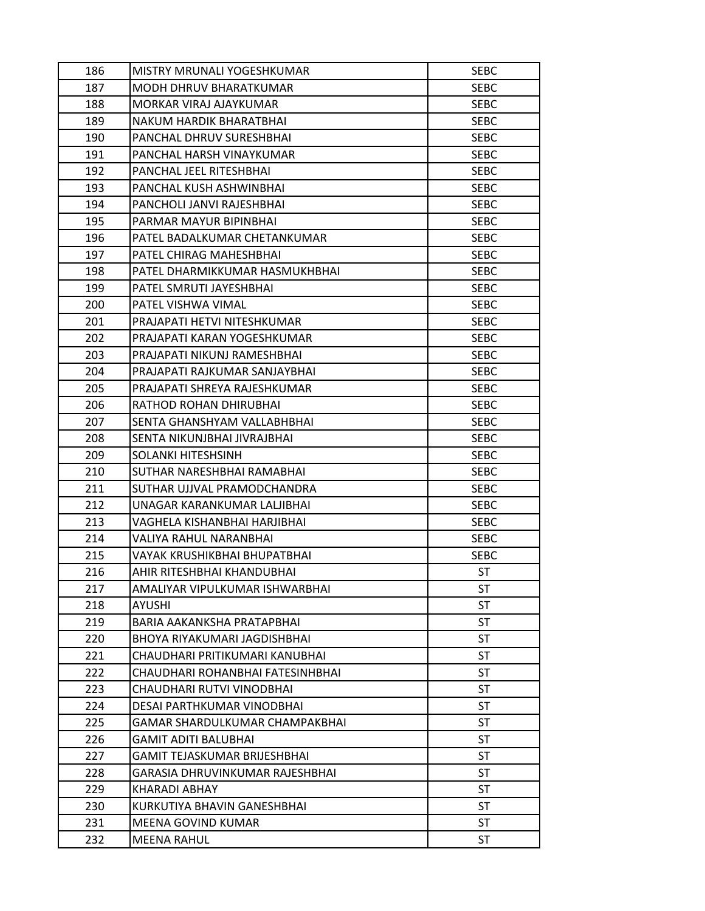| 186 | MISTRY MRUNALI YOGESHKUMAR | SEBC |
|---|---|---|
| 187 | MODH DHRUV BHARATKUMAR | SEBC |
| 188 | MORKAR VIRAJ AJAYKUMAR | SEBC |
| 189 | NAKUM HARDIK BHARATBHAI | SEBC |
| 190 | PANCHAL DHRUV SURESHBHAI | SEBC |
| 191 | PANCHAL HARSH VINAYKUMAR | SEBC |
| 192 | PANCHAL JEEL RITESHBHAI | SEBC |
| 193 | PANCHAL KUSH ASHWINBHAI | SEBC |
| 194 | PANCHOLI JANVI RAJESHBHAI | SEBC |
| 195 | PARMAR MAYUR BIPINBHAI | SEBC |
| 196 | PATEL BADALKUMAR CHETANKUMAR | SEBC |
| 197 | PATEL CHIRAG MAHESHBHAI | SEBC |
| 198 | PATEL DHARMIKKUMAR HASMUKHBHAI | SEBC |
| 199 | PATEL SMRUTI JAYESHBHAI | SEBC |
| 200 | PATEL VISHWA VIMAL | SEBC |
| 201 | PRAJAPATI HETVI NITESHKUMAR | SEBC |
| 202 | PRAJAPATI KARAN YOGESHKUMAR | SEBC |
| 203 | PRAJAPATI NIKUNJ RAMESHBHAI | SEBC |
| 204 | PRAJAPATI RAJKUMAR SANJAYBHAI | SEBC |
| 205 | PRAJAPATI SHREYA RAJESHKUMAR | SEBC |
| 206 | RATHOD ROHAN DHIRUBHAI | SEBC |
| 207 | SENTA GHANSHYAM VALLABHBHAI | SEBC |
| 208 | SENTA NIKUNJBHAI JIVRAJBHAI | SEBC |
| 209 | SOLANKI HITESHSINH | SEBC |
| 210 | SUTHAR NARESHBHAI RAMABHAI | SEBC |
| 211 | SUTHAR UJJVAL PRAMODCHANDRA | SEBC |
| 212 | UNAGAR KARANKUMAR LALJIBHAI | SEBC |
| 213 | VAGHELA KISHANBHAI HARJIBHAI | SEBC |
| 214 | VALIYA RAHUL NARANBHAI | SEBC |
| 215 | VAYAK KRUSHIKBHAI BHUPATBHAI | SEBC |
| 216 | AHIR RITESHBHAI KHANDUBHAI | ST |
| 217 | AMALIYAR VIPULKUMAR ISHWARBHAI | ST |
| 218 | AYUSHI | ST |
| 219 | BARIA AAKANKSHA PRATAPBHAI | ST |
| 220 | BHOYA RIYAKUMARI JAGDISHBHAI | ST |
| 221 | CHAUDHARI PRITIKUMARI KANUBHAI | ST |
| 222 | CHAUDHARI ROHANBHAI FATESINHBHAI | ST |
| 223 | CHAUDHARI RUTVI VINODBHAI | ST |
| 224 | DESAI PARTHKUMAR VINODBHAI | ST |
| 225 | GAMAR SHARDULKUMAR CHAMPAKBHAI | ST |
| 226 | GAMIT ADITI BALUBHAI | ST |
| 227 | GAMIT TEJASKUMAR BRIJESHBHAI | ST |
| 228 | GARASIA DHRUVINKUMAR RAJESHBHAI | ST |
| 229 | KHARADI ABHAY | ST |
| 230 | KURKUTIYA BHAVIN GANESHBHAI | ST |
| 231 | MEENA GOVIND KUMAR | ST |
| 232 | MEENA RAHUL | ST |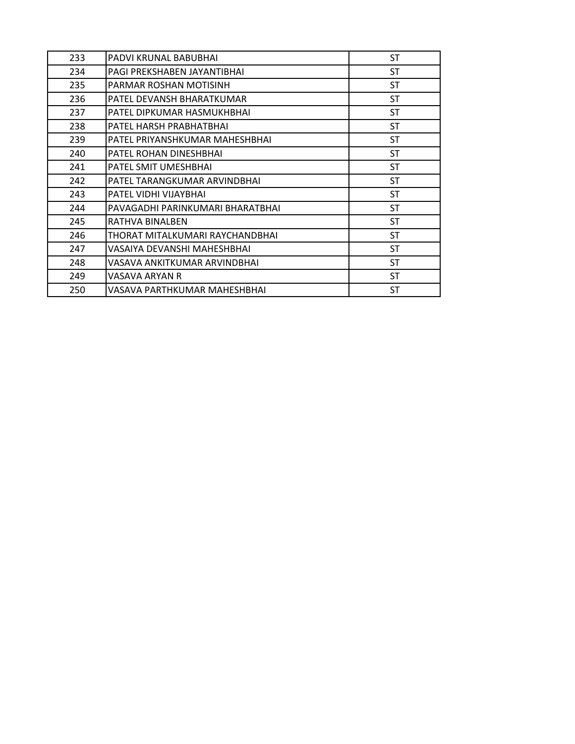| | | |
|---|---|---|
| 233 | PADVI KRUNAL BABUBHAI | ST |
| 234 | PAGI PREKSHABEN JAYANTIBHAI | ST |
| 235 | PARMAR ROSHAN MOTISINH | ST |
| 236 | PATEL DEVANSH BHARATKUMAR | ST |
| 237 | PATEL DIPKUMAR HASMUKHBHAI | ST |
| 238 | PATEL HARSH PRABHATBHAI | ST |
| 239 | PATEL PRIYANSHKUMAR MAHESHBHAI | ST |
| 240 | PATEL ROHAN DINESHBHAI | ST |
| 241 | PATEL SMIT UMESHBHAI | ST |
| 242 | PATEL TARANGKUMAR ARVINDBHAI | ST |
| 243 | PATEL VIDHI VIJAYBHAI | ST |
| 244 | PAVAGADHI PARINKUMARI BHARATBHAI | ST |
| 245 | RATHVA BINALBEN | ST |
| 246 | THORAT MITALKUMARI RAYCHANDBHAI | ST |
| 247 | VASAIYA DEVANSHI MAHESHBHAI | ST |
| 248 | VASAVA ANKITKUMAR ARVINDBHAI | ST |
| 249 | VASAVA ARYAN R | ST |
| 250 | VASAVA PARTHKUMAR MAHESHBHAI | ST |